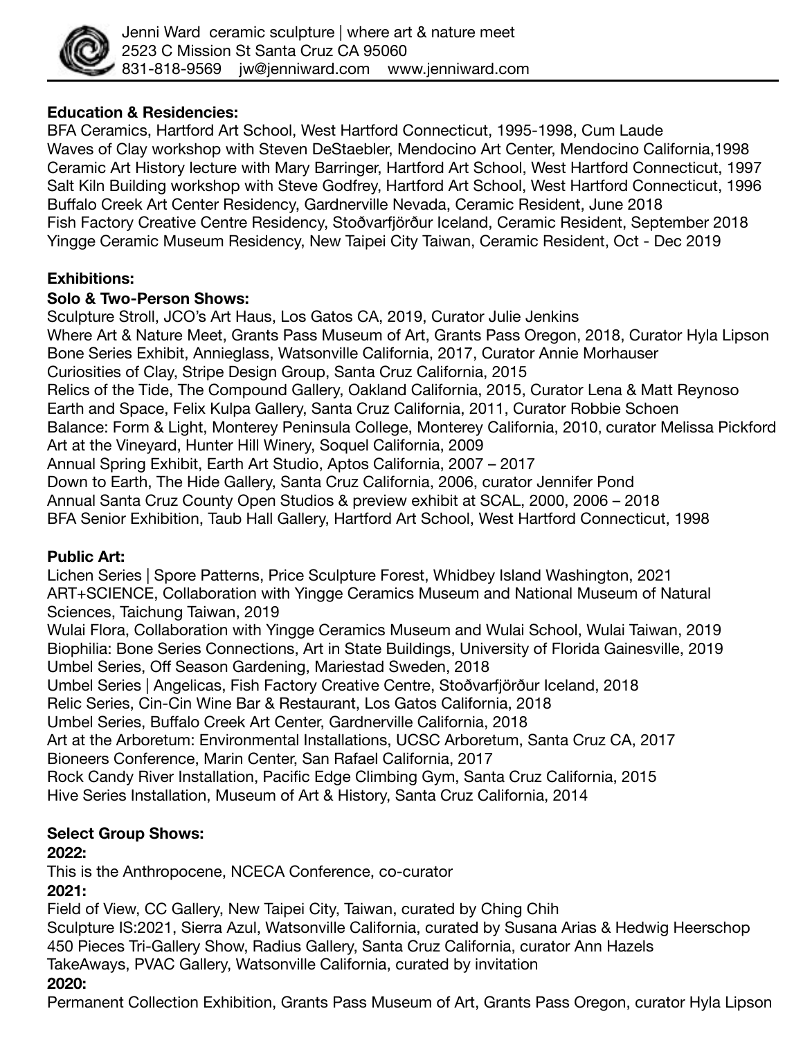Jenni Ward  ceramic sculpture | where art & nature meet
2523 C Mission St Santa Cruz CA 95060
831-818-9569    jw@jenniward.com    www.jenniward.com

**Education & Residencies:**

BFA Ceramics, Hartford Art School, West Hartford Connecticut, 1995-1998, Cum Laude
Waves of Clay workshop with Steven DeStaebler, Mendocino Art Center, Mendocino California,1998
Ceramic Art History lecture with Mary Barringer, Hartford Art School, West Hartford Connecticut, 1997
Salt Kiln Building workshop with Steve Godfrey, Hartford Art School, West Hartford Connecticut, 1996
Buffalo Creek Art Center Residency, Gardnerville Nevada, Ceramic Resident, June 2018
Fish Factory Creative Centre Residency, Stoðvarfjörður Iceland, Ceramic Resident, September 2018
Yingge Ceramic Museum Residency, New Taipei City Taiwan, Ceramic Resident, Oct - Dec 2019

**Exhibitions:**

**Solo & Two-Person Shows:**

Sculpture Stroll, JCO's Art Haus, Los Gatos CA, 2019, Curator Julie Jenkins
Where Art & Nature Meet, Grants Pass Museum of Art, Grants Pass Oregon, 2018, Curator Hyla Lipson
Bone Series Exhibit, Annieglass, Watsonville California, 2017, Curator Annie Morhauser
Curiosities of Clay, Stripe Design Group, Santa Cruz California, 2015
Relics of the Tide, The Compound Gallery, Oakland California, 2015, Curator Lena & Matt Reynoso
Earth and Space, Felix Kulpa Gallery, Santa Cruz California, 2011, Curator Robbie Schoen
Balance: Form & Light, Monterey Peninsula College, Monterey California, 2010, curator Melissa Pickford
Art at the Vineyard, Hunter Hill Winery, Soquel California, 2009
Annual Spring Exhibit, Earth Art Studio, Aptos California, 2007 – 2017
Down to Earth, The Hide Gallery, Santa Cruz California, 2006, curator Jennifer Pond
Annual Santa Cruz County Open Studios & preview exhibit at SCAL, 2000, 2006 – 2018
BFA Senior Exhibition, Taub Hall Gallery, Hartford Art School, West Hartford Connecticut, 1998

**Public Art:**

Lichen Series | Spore Patterns, Price Sculpture Forest, Whidbey Island Washington, 2021
ART+SCIENCE, Collaboration with Yingge Ceramics Museum and National Museum of Natural Sciences, Taichung Taiwan, 2019
Wulai Flora, Collaboration with Yingge Ceramics Museum and Wulai School, Wulai Taiwan, 2019
Biophilia: Bone Series Connections, Art in State Buildings, University of Florida Gainesville, 2019
Umbel Series, Off Season Gardening, Mariestad Sweden, 2018
Umbel Series | Angelicas, Fish Factory Creative Centre, Stoðvarfjörður Iceland, 2018
Relic Series, Cin-Cin Wine Bar & Restaurant, Los Gatos California, 2018
Umbel Series, Buffalo Creek Art Center, Gardnerville California, 2018
Art at the Arboretum: Environmental Installations, UCSC Arboretum, Santa Cruz CA, 2017
Bioneers Conference, Marin Center, San Rafael California, 2017
Rock Candy River Installation, Pacific Edge Climbing Gym, Santa Cruz California, 2015
Hive Series Installation, Museum of Art & History, Santa Cruz California, 2014

**Select Group Shows:**

**2022:**

This is the Anthropocene, NCECA Conference, co-curator

**2021:**

Field of View, CC Gallery, New Taipei City, Taiwan, curated by Ching Chih
Sculpture IS:2021, Sierra Azul, Watsonville California, curated by Susana Arias & Hedwig Heerschop
450 Pieces Tri-Gallery Show, Radius Gallery, Santa Cruz California, curator Ann Hazels
TakeAways, PVAC Gallery, Watsonville California, curated by invitation

**2020:**

Permanent Collection Exhibition, Grants Pass Museum of Art, Grants Pass Oregon, curator Hyla Lipson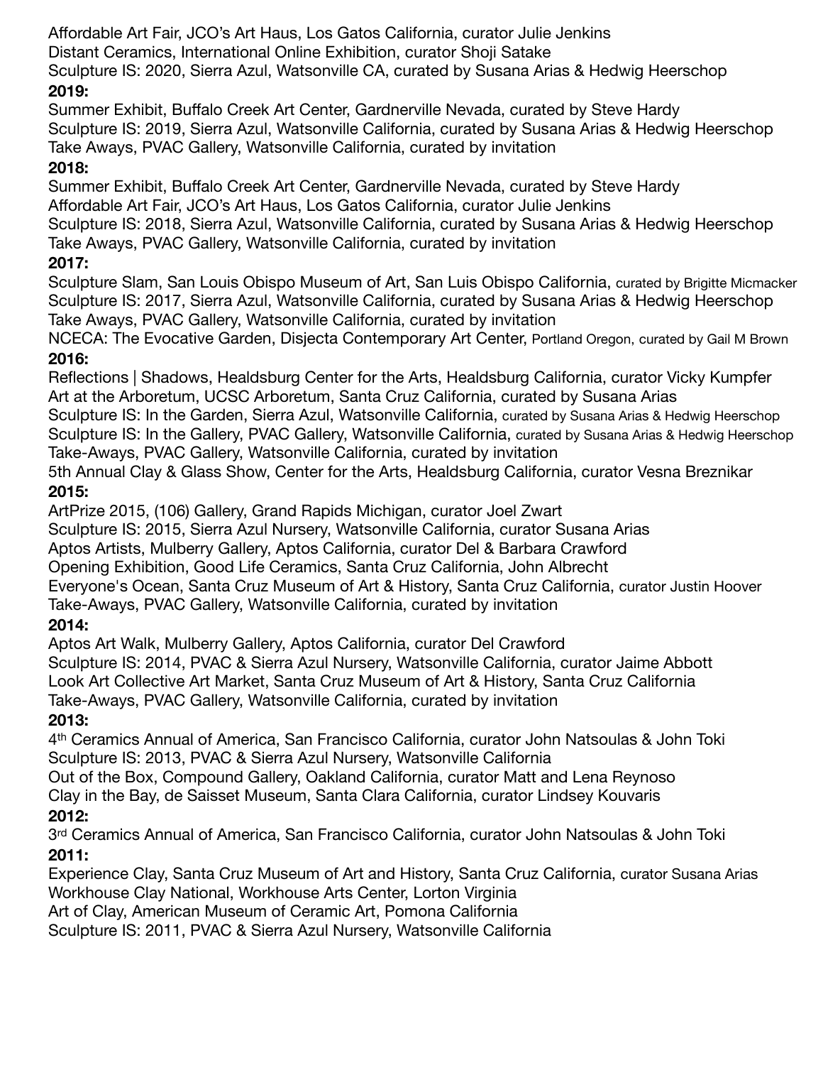Affordable Art Fair, JCO's Art Haus, Los Gatos California, curator Julie Jenkins
Distant Ceramics, International Online Exhibition, curator Shoji Satake
Sculpture IS: 2020, Sierra Azul, Watsonville CA, curated by Susana Arias & Hedwig Heerschop

**2019:**

Summer Exhibit, Buffalo Creek Art Center, Gardnerville Nevada, curated by Steve Hardy
Sculpture IS: 2019, Sierra Azul, Watsonville California, curated by Susana Arias & Hedwig Heerschop
Take Aways, PVAC Gallery, Watsonville California, curated by invitation

**2018:**

Summer Exhibit, Buffalo Creek Art Center, Gardnerville Nevada, curated by Steve Hardy
Affordable Art Fair, JCO's Art Haus, Los Gatos California, curator Julie Jenkins
Sculpture IS: 2018, Sierra Azul, Watsonville California, curated by Susana Arias & Hedwig Heerschop
Take Aways, PVAC Gallery, Watsonville California, curated by invitation

**2017:**

Sculpture Slam, San Louis Obispo Museum of Art, San Luis Obispo California, curated by Brigitte Micmacker
Sculpture IS: 2017, Sierra Azul, Watsonville California, curated by Susana Arias & Hedwig Heerschop
Take Aways, PVAC Gallery, Watsonville California, curated by invitation
NCECA: The Evocative Garden, Disjecta Contemporary Art Center, Portland Oregon, curated by Gail M Brown

**2016:**

Reflections | Shadows, Healdsburg Center for the Arts, Healdsburg California, curator Vicky Kumpfer
Art at the Arboretum, UCSC Arboretum, Santa Cruz California, curated by Susana Arias
Sculpture IS: In the Garden, Sierra Azul, Watsonville California, curated by Susana Arias & Hedwig Heerschop
Sculpture IS: In the Gallery, PVAC Gallery, Watsonville California, curated by Susana Arias & Hedwig Heerschop
Take-Aways, PVAC Gallery, Watsonville California, curated by invitation
5th Annual Clay & Glass Show, Center for the Arts, Healdsburg California, curator Vesna Breznikar

**2015:**

ArtPrize 2015, (106) Gallery, Grand Rapids Michigan, curator Joel Zwart
Sculpture IS: 2015, Sierra Azul Nursery, Watsonville California, curator Susana Arias
Aptos Artists, Mulberry Gallery, Aptos California, curator Del & Barbara Crawford
Opening Exhibition, Good Life Ceramics, Santa Cruz California, John Albrecht
Everyone's Ocean, Santa Cruz Museum of Art & History, Santa Cruz California, curator Justin Hoover
Take-Aways, PVAC Gallery, Watsonville California, curated by invitation

**2014:**

Aptos Art Walk, Mulberry Gallery, Aptos California, curator Del Crawford
Sculpture IS: 2014, PVAC & Sierra Azul Nursery, Watsonville California, curator Jaime Abbott
Look Art Collective Art Market, Santa Cruz Museum of Art & History, Santa Cruz California
Take-Aways, PVAC Gallery, Watsonville California, curated by invitation

**2013:**

4th Ceramics Annual of America, San Francisco California, curator John Natsoulas & John Toki
Sculpture IS: 2013, PVAC & Sierra Azul Nursery, Watsonville California
Out of the Box, Compound Gallery, Oakland California, curator Matt and Lena Reynoso
Clay in the Bay, de Saisset Museum, Santa Clara California, curator Lindsey Kouvaris

**2012:**

3rd Ceramics Annual of America, San Francisco California, curator John Natsoulas & John Toki

**2011:**

Experience Clay, Santa Cruz Museum of Art and History, Santa Cruz California, curator Susana Arias
Workhouse Clay National, Workhouse Arts Center, Lorton Virginia
Art of Clay, American Museum of Ceramic Art, Pomona California
Sculpture IS: 2011, PVAC & Sierra Azul Nursery, Watsonville California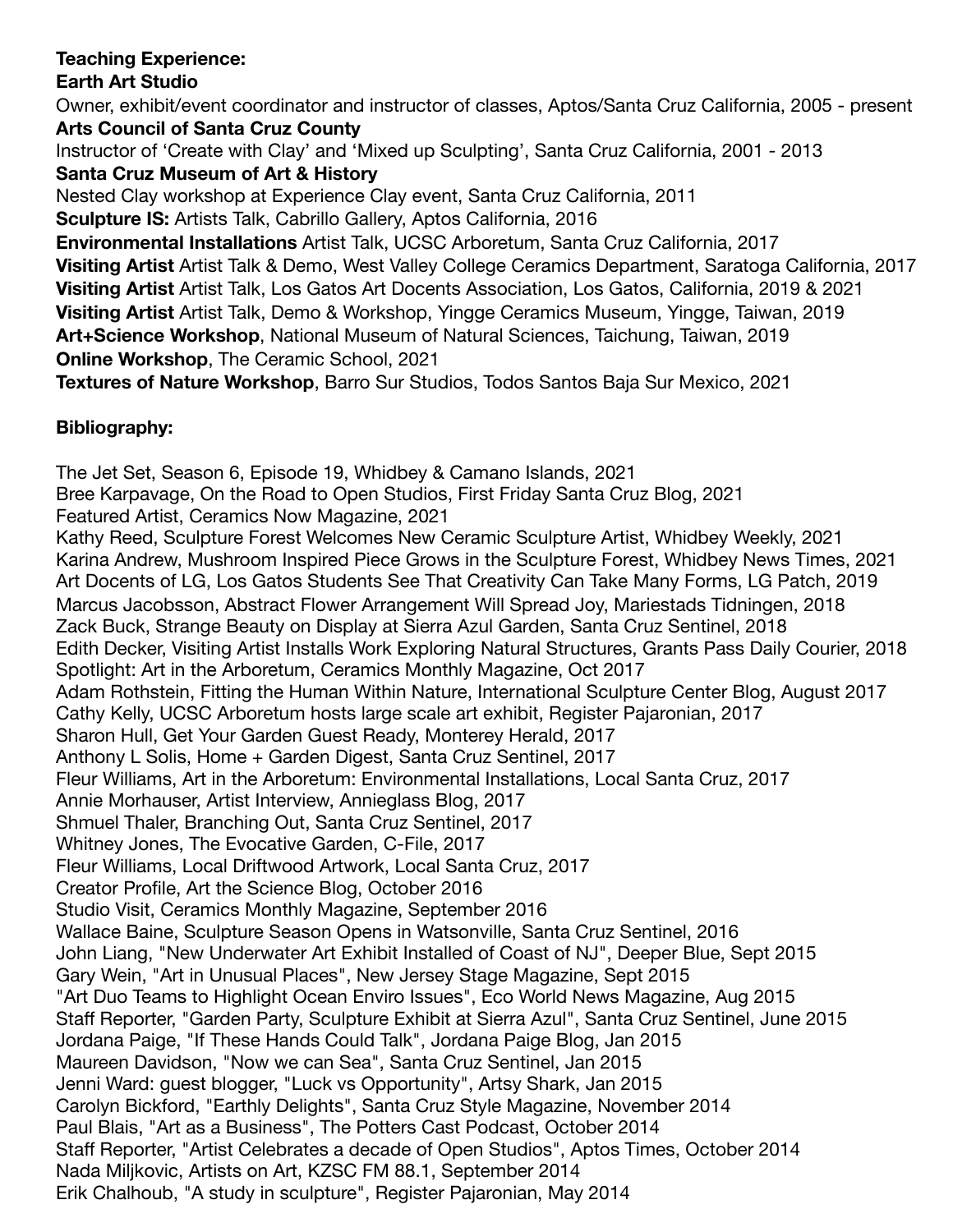**Teaching Experience:**

**Earth Art Studio**

Owner, exhibit/event coordinator and instructor of classes, Aptos/Santa Cruz California, 2005 - present

**Arts Council of Santa Cruz County**

Instructor of 'Create with Clay' and 'Mixed up Sculpting', Santa Cruz California, 2001 - 2013

**Santa Cruz Museum of Art & History**

Nested Clay workshop at Experience Clay event, Santa Cruz California, 2011

**Sculpture IS:** Artists Talk, Cabrillo Gallery, Aptos California, 2016

**Environmental Installations** Artist Talk, UCSC Arboretum, Santa Cruz California, 2017

**Visiting Artist** Artist Talk & Demo, West Valley College Ceramics Department, Saratoga California, 2017

**Visiting Artist** Artist Talk, Los Gatos Art Docents Association, Los Gatos, California, 2019 & 2021

**Visiting Artist** Artist Talk, Demo & Workshop, Yingge Ceramics Museum, Yingge, Taiwan, 2019

**Art+Science Workshop**, National Museum of Natural Sciences, Taichung, Taiwan, 2019

**Online Workshop**, The Ceramic School, 2021

**Textures of Nature Workshop**, Barro Sur Studios, Todos Santos Baja Sur Mexico, 2021

**Bibliography:**

The Jet Set, Season 6, Episode 19, Whidbey & Camano Islands, 2021
Bree Karpavage, On the Road to Open Studios, First Friday Santa Cruz Blog, 2021
Featured Artist, Ceramics Now Magazine, 2021
Kathy Reed, Sculpture Forest Welcomes New Ceramic Sculpture Artist, Whidbey Weekly, 2021
Karina Andrew, Mushroom Inspired Piece Grows in the Sculpture Forest, Whidbey News Times, 2021
Art Docents of LG, Los Gatos Students See That Creativity Can Take Many Forms, LG Patch, 2019
Marcus Jacobsson, Abstract Flower Arrangement Will Spread Joy, Mariestads Tidningen, 2018
Zack Buck, Strange Beauty on Display at Sierra Azul Garden, Santa Cruz Sentinel, 2018
Edith Decker, Visiting Artist Installs Work Exploring Natural Structures, Grants Pass Daily Courier, 2018
Spotlight: Art in the Arboretum, Ceramics Monthly Magazine, Oct 2017
Adam Rothstein, Fitting the Human Within Nature, International Sculpture Center Blog, August 2017
Cathy Kelly, UCSC Arboretum hosts large scale art exhibit, Register Pajaronian, 2017
Sharon Hull, Get Your Garden Guest Ready, Monterey Herald, 2017
Anthony L Solis, Home + Garden Digest, Santa Cruz Sentinel, 2017
Fleur Williams, Art in the Arboretum: Environmental Installations, Local Santa Cruz, 2017
Annie Morhauser, Artist Interview, Annieglass Blog, 2017
Shmuel Thaler, Branching Out, Santa Cruz Sentinel, 2017
Whitney Jones, The Evocative Garden, C-File, 2017
Fleur Williams, Local Driftwood Artwork, Local Santa Cruz, 2017
Creator Profile, Art the Science Blog, October 2016
Studio Visit, Ceramics Monthly Magazine, September 2016
Wallace Baine, Sculpture Season Opens in Watsonville, Santa Cruz Sentinel, 2016
John Liang, "New Underwater Art Exhibit Installed of Coast of NJ", Deeper Blue, Sept 2015
Gary Wein, "Art in Unusual Places", New Jersey Stage Magazine, Sept 2015
"Art Duo Teams to Highlight Ocean Enviro Issues", Eco World News Magazine, Aug 2015
Staff Reporter, "Garden Party, Sculpture Exhibit at Sierra Azul", Santa Cruz Sentinel, June 2015
Jordana Paige, "If These Hands Could Talk", Jordana Paige Blog, Jan 2015
Maureen Davidson, "Now we can Sea", Santa Cruz Sentinel, Jan 2015
Jenni Ward: guest blogger, "Luck vs Opportunity", Artsy Shark, Jan 2015
Carolyn Bickford, "Earthly Delights", Santa Cruz Style Magazine, November 2014
Paul Blais, "Art as a Business", The Potters Cast Podcast, October 2014
Staff Reporter, "Artist Celebrates a decade of Open Studios", Aptos Times, October 2014
Nada Miljkovic, Artists on Art, KZSC FM 88.1, September 2014
Erik Chalhoub, "A study in sculpture", Register Pajaronian, May 2014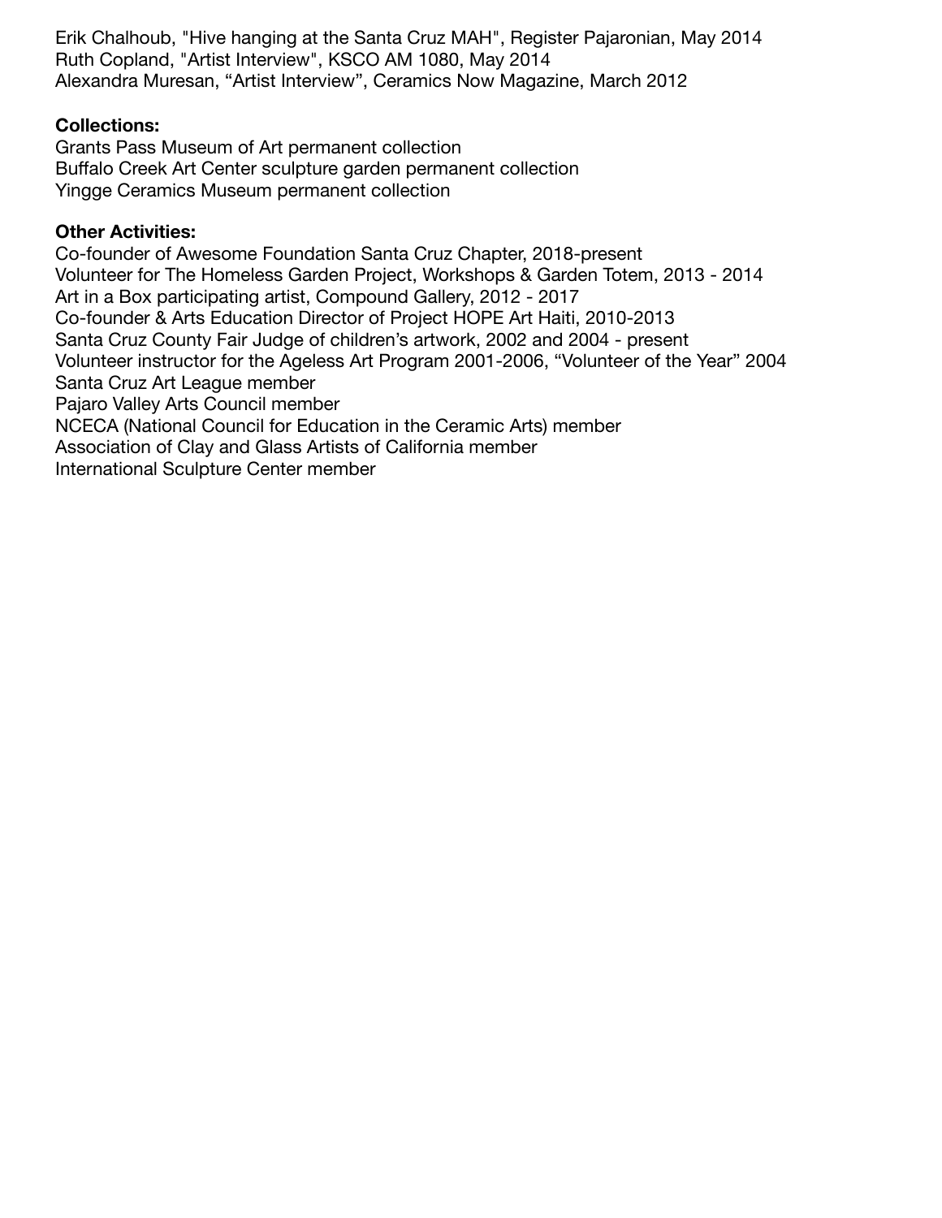Erik Chalhoub, "Hive hanging at the Santa Cruz MAH", Register Pajaronian, May 2014
Ruth Copland, "Artist Interview", KSCO AM 1080, May 2014
Alexandra Muresan, “Artist Interview”, Ceramics Now Magazine, March 2012

**Collections:**
Grants Pass Museum of Art permanent collection
Buffalo Creek Art Center sculpture garden permanent collection
Yingge Ceramics Museum permanent collection

**Other Activities:**
Co-founder of Awesome Foundation Santa Cruz Chapter, 2018-present
Volunteer for The Homeless Garden Project, Workshops & Garden Totem, 2013 - 2014
Art in a Box participating artist, Compound Gallery, 2012 - 2017
Co-founder & Arts Education Director of Project HOPE Art Haiti, 2010-2013
Santa Cruz County Fair Judge of children’s artwork, 2002 and 2004 - present
Volunteer instructor for the Ageless Art Program 2001-2006, “Volunteer of the Year” 2004
Santa Cruz Art League member
Pajaro Valley Arts Council member
NCECA (National Council for Education in the Ceramic Arts) member
Association of Clay and Glass Artists of California member
International Sculpture Center member